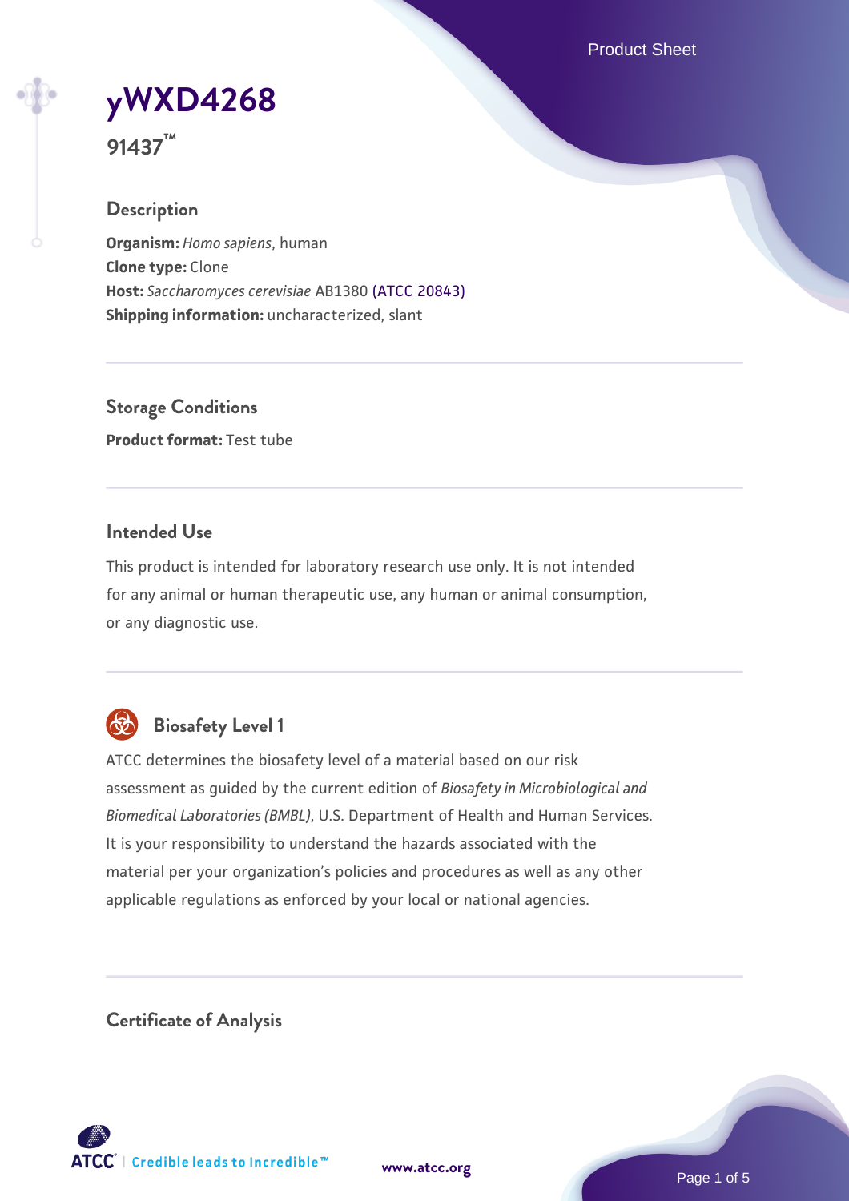# yWXD4268

**91437™**

## Description

**Organism:** *Homo sapiens*, human
**Clone type:** Clone
**Host:** *Saccharomyces cerevisiae* AB1380 (ATCC 20843)
**Shipping information:** uncharacterized, slant

## Storage Conditions

**Product format:** Test tube

## Intended Use

This product is intended for laboratory research use only. It is not intended for any animal or human therapeutic use, any human or animal consumption, or any diagnostic use.

## Biosafety Level 1

ATCC determines the biosafety level of a material based on our risk assessment as guided by the current edition of *Biosafety in Microbiological and Biomedical Laboratories (BMBL)*, U.S. Department of Health and Human Services. It is your responsibility to understand the hazards associated with the material per your organization's policies and procedures as well as any other applicable regulations as enforced by your local or national agencies.

## Certificate of Analysis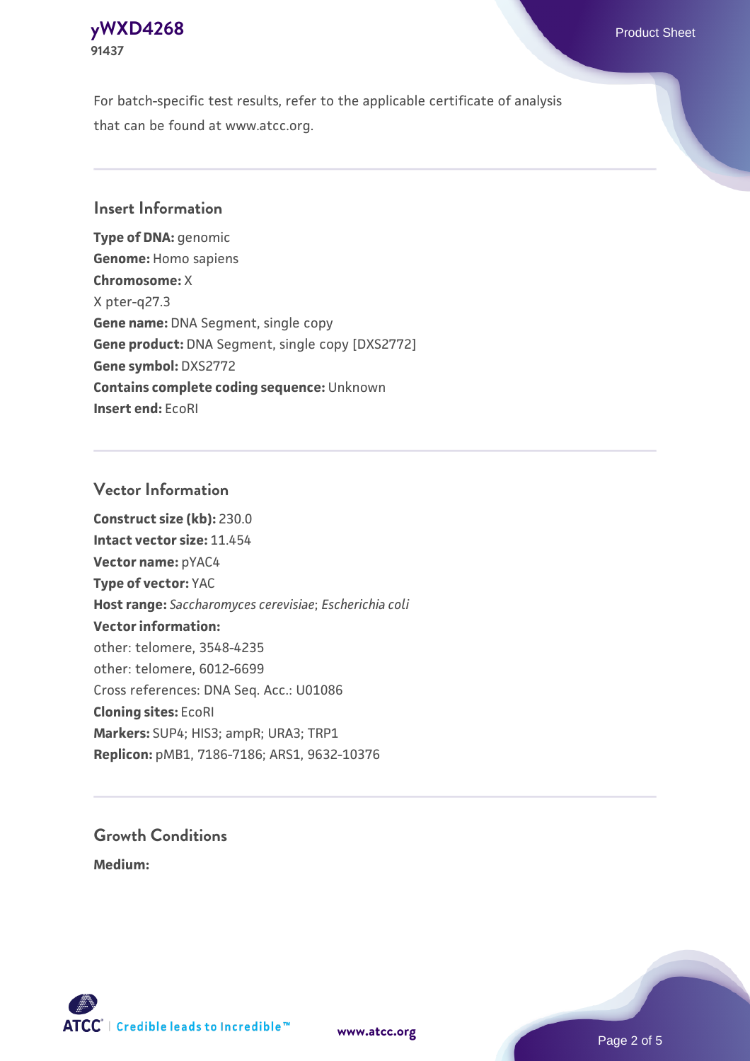For batch-specific test results, refer to the applicable certificate of analysis that can be found at www.atcc.org.

## Insert Information

**Type of DNA:** genomic
**Genome:** Homo sapiens
**Chromosome:** X
X pter-q27.3
**Gene name:** DNA Segment, single copy
**Gene product:** DNA Segment, single copy [DXS2772]
**Gene symbol:** DXS2772
**Contains complete coding sequence:** Unknown
**Insert end:** EcoRI

## Vector Information

**Construct size (kb):** 230.0
**Intact vector size:** 11.454
**Vector name:** pYAC4
**Type of vector:** YAC
**Host range:** *Saccharomyces cerevisiae*; *Escherichia coli*
**Vector information:**
other: telomere, 3548-4235
other: telomere, 6012-6699
Cross references: DNA Seq. Acc.: U01086
**Cloning sites:** EcoRI
**Markers:** SUP4; HIS3; ampR; URA3; TRP1
**Replicon:** pMB1, 7186-7186; ARS1, 9632-10376

## Growth Conditions

**Medium:**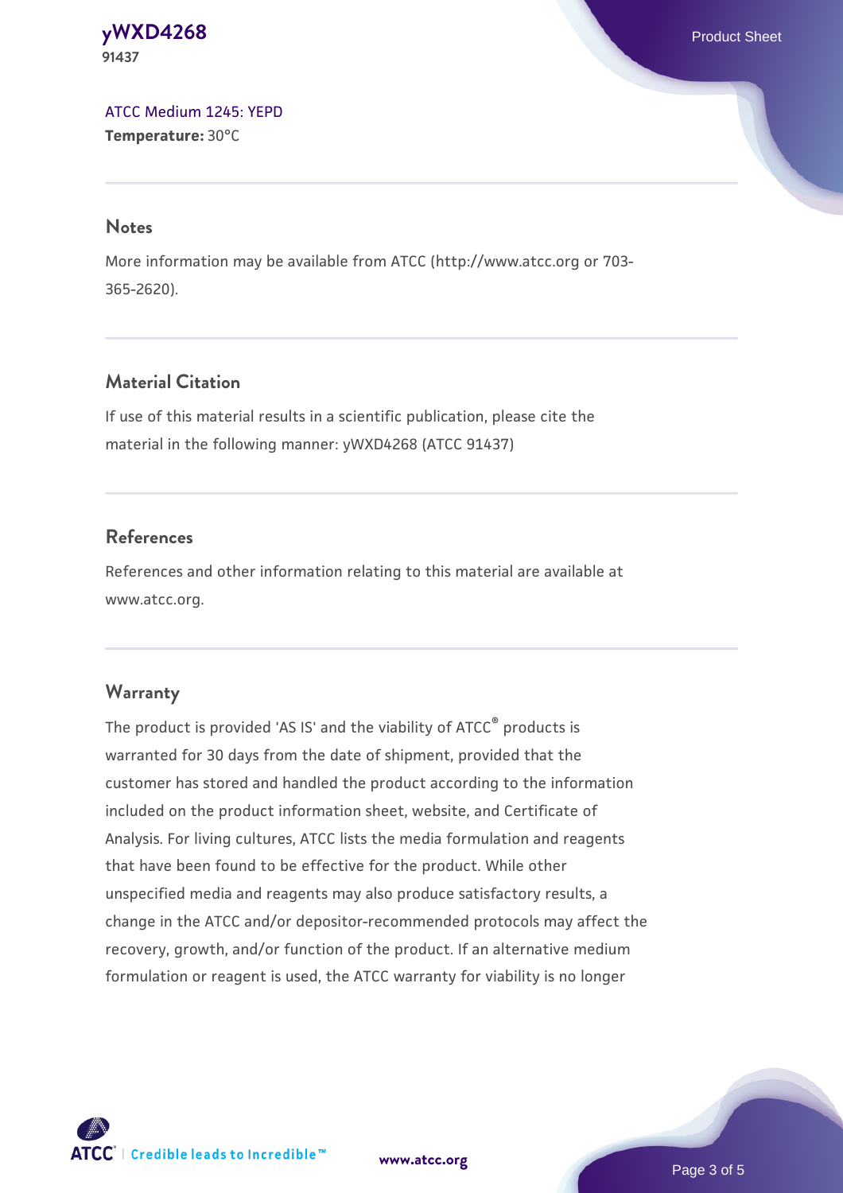ATCC Medium 1245: YEPD
**Temperature:** 30°C

## Notes

More information may be available from ATCC (http://www.atcc.org or 703-365-2620).

## Material Citation

If use of this material results in a scientific publication, please cite the material in the following manner: yWXD4268 (ATCC 91437)

## References

References and other information relating to this material are available at www.atcc.org.

## Warranty

The product is provided 'AS IS' and the viability of ATCC® products is warranted for 30 days from the date of shipment, provided that the customer has stored and handled the product according to the information included on the product information sheet, website, and Certificate of Analysis. For living cultures, ATCC lists the media formulation and reagents that have been found to be effective for the product. While other unspecified media and reagents may also produce satisfactory results, a change in the ATCC and/or depositor-recommended protocols may affect the recovery, growth, and/or function of the product. If an alternative medium formulation or reagent is used, the ATCC warranty for viability is no longer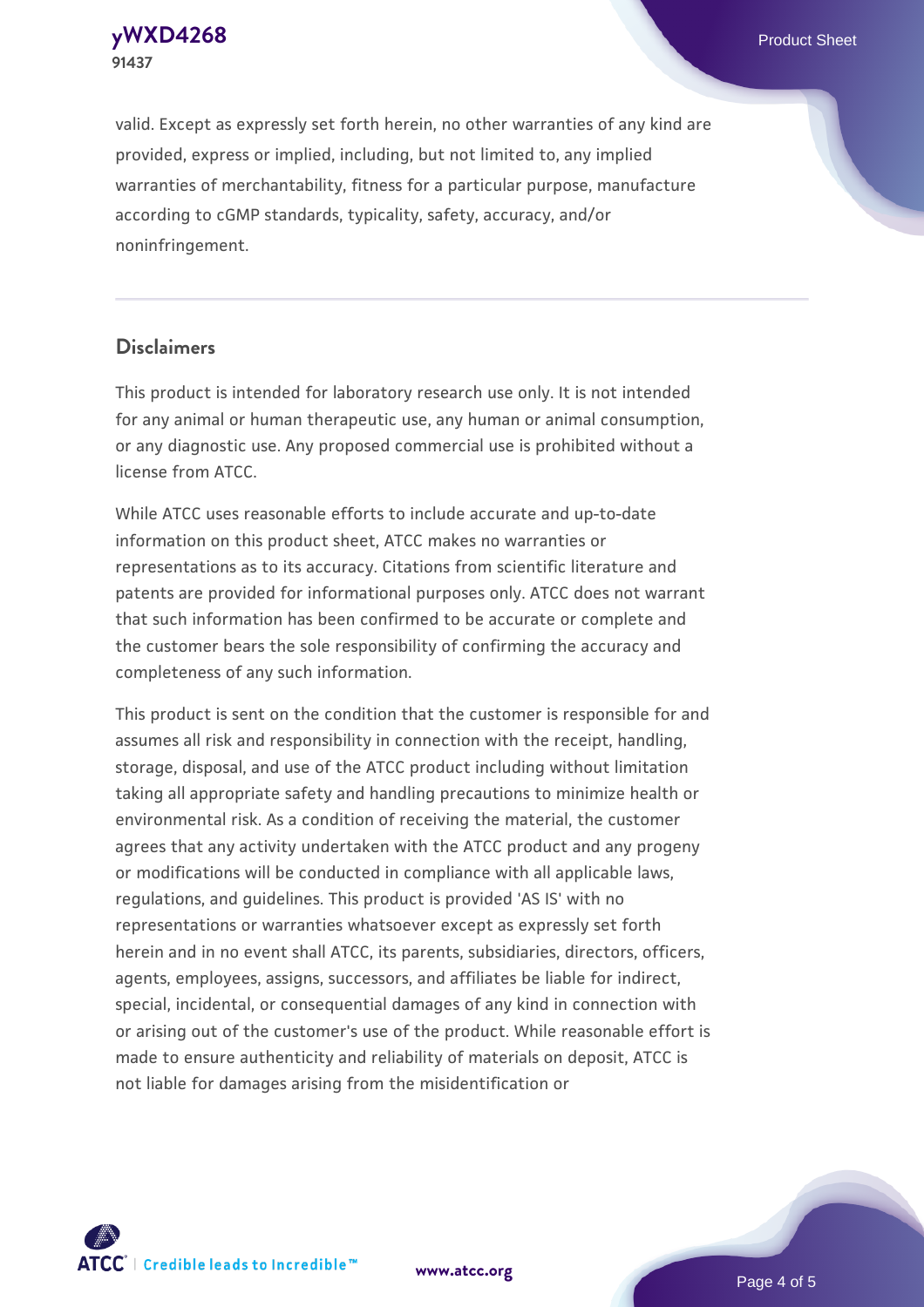valid. Except as expressly set forth herein, no other warranties of any kind are provided, express or implied, including, but not limited to, any implied warranties of merchantability, fitness for a particular purpose, manufacture according to cGMP standards, typicality, safety, accuracy, and/or noninfringement.

## Disclaimers

This product is intended for laboratory research use only. It is not intended for any animal or human therapeutic use, any human or animal consumption, or any diagnostic use. Any proposed commercial use is prohibited without a license from ATCC.

While ATCC uses reasonable efforts to include accurate and up-to-date information on this product sheet, ATCC makes no warranties or representations as to its accuracy. Citations from scientific literature and patents are provided for informational purposes only. ATCC does not warrant that such information has been confirmed to be accurate or complete and the customer bears the sole responsibility of confirming the accuracy and completeness of any such information.

This product is sent on the condition that the customer is responsible for and assumes all risk and responsibility in connection with the receipt, handling, storage, disposal, and use of the ATCC product including without limitation taking all appropriate safety and handling precautions to minimize health or environmental risk. As a condition of receiving the material, the customer agrees that any activity undertaken with the ATCC product and any progeny or modifications will be conducted in compliance with all applicable laws, regulations, and guidelines. This product is provided 'AS IS' with no representations or warranties whatsoever except as expressly set forth herein and in no event shall ATCC, its parents, subsidiaries, directors, officers, agents, employees, assigns, successors, and affiliates be liable for indirect, special, incidental, or consequential damages of any kind in connection with or arising out of the customer's use of the product. While reasonable effort is made to ensure authenticity and reliability of materials on deposit, ATCC is not liable for damages arising from the misidentification or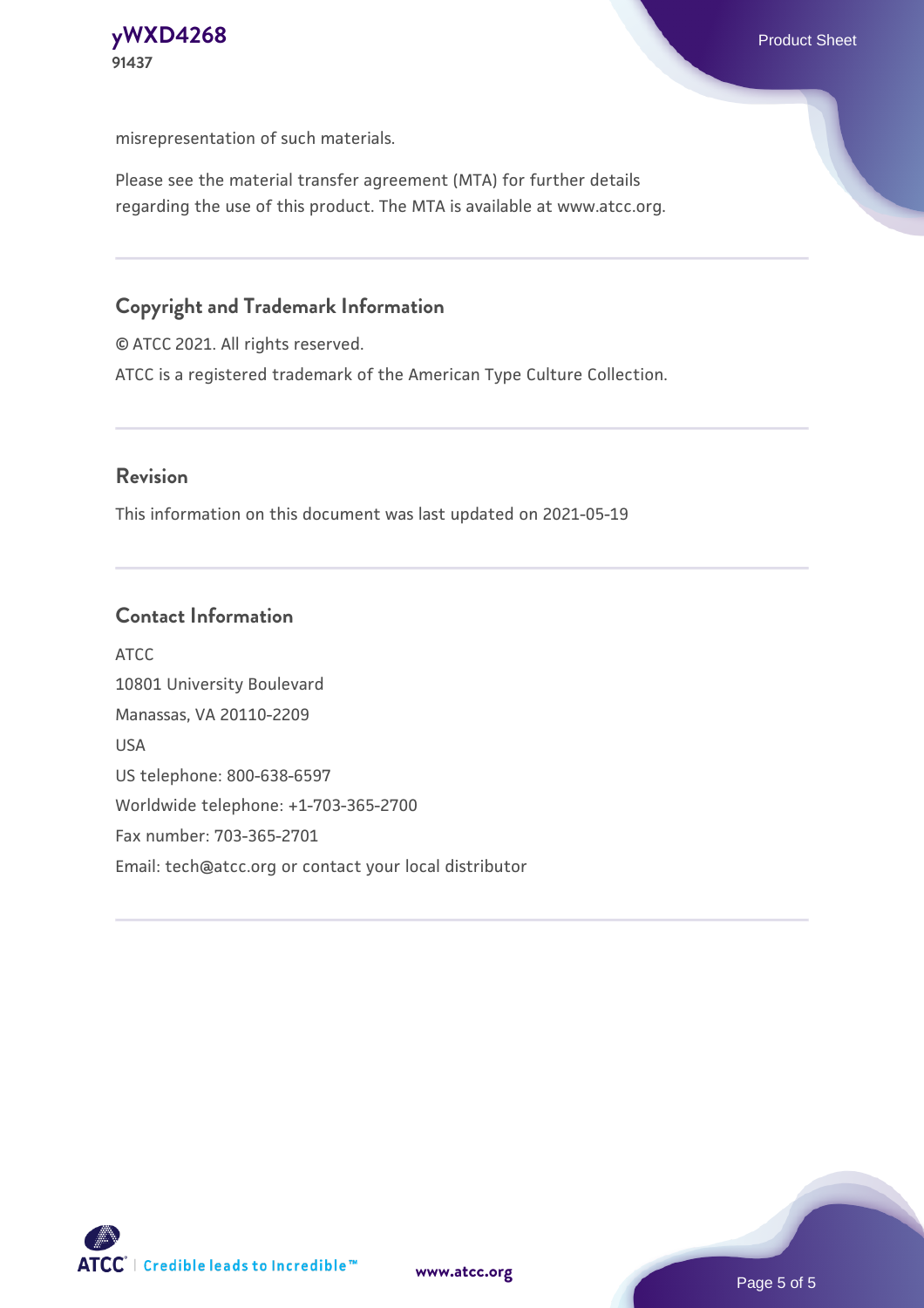misrepresentation of such materials.

Please see the material transfer agreement (MTA) for further details regarding the use of this product. The MTA is available at www.atcc.org.

## Copyright and Trademark Information

© ATCC 2021. All rights reserved.

ATCC is a registered trademark of the American Type Culture Collection.

## Revision

This information on this document was last updated on 2021-05-19

## Contact Information

ATCC
10801 University Boulevard
Manassas, VA 20110-2209
USA
US telephone: 800-638-6597
Worldwide telephone: +1-703-365-2700
Fax number: 703-365-2701
Email: tech@atcc.org or contact your local distributor